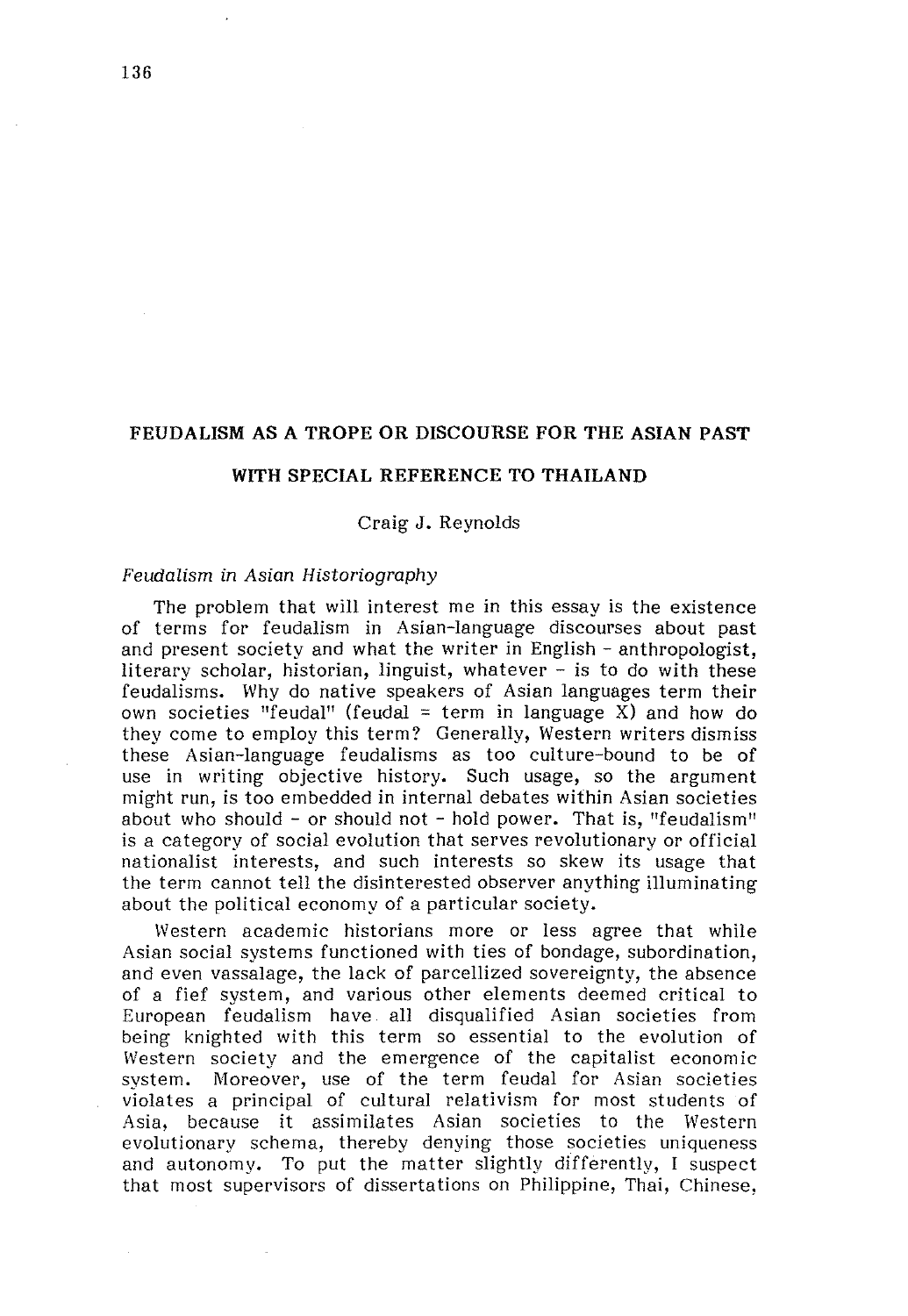# FEUDALISM AS A TROPE OR DISCOURSE FOR THE ASIAN PAST

# WITH SPECIAL REFERENCE TO THAILAND

Craig J. Reynolds

## *Feudalism in Asian Historiography*

The problem that will interest me in this essay is the existence of terms for feudalism in Asian-language discourses about past and present society and what the writer in English - anthropologist, literary scholar, historian, linguist, whatever - is to do with these feudalisms. Why do native speakers of Asian languages term their own societies "feudal" (feudal = term in language X) and how do they come to employ this term? Generally, Western writers dismiss these Asian-language feudalisms as too culture-bound to be of use in writing objective history. Such usage, so the argument might run, is too embedded in internal debates within Asian societies about who should - or should not - hold power. That is, "feudalism" is a category of social evolution that serves revolutionary or official nationalist interests, and such interests so skew its usage that the term cannot tell the disinterested observer anything illuminating about the political economy of a particular society.

Western academic historians more or less agree that while Asian social systems functioned with ties of bondage, subordination, and even vassalage, the lack of parcellized sovereignty, the absence of a fief system, and various other elements deemed critical to European feudalism have all disqualified Asian societies from being knighted with this term so essential to the evolution of Western society and the emergence of the capitalist economic system. Moreover, use of the term feudal for Asian societies violates a principal of cultural relativism for most students of Asia, because it assimilates Asian societies to the Western evolutionary schema, thereby denying those societies uniqueness and autonomy. To put the matter slightly differently, I suspect that most supervisors of dissertations on Philippine, Thai, Chinese,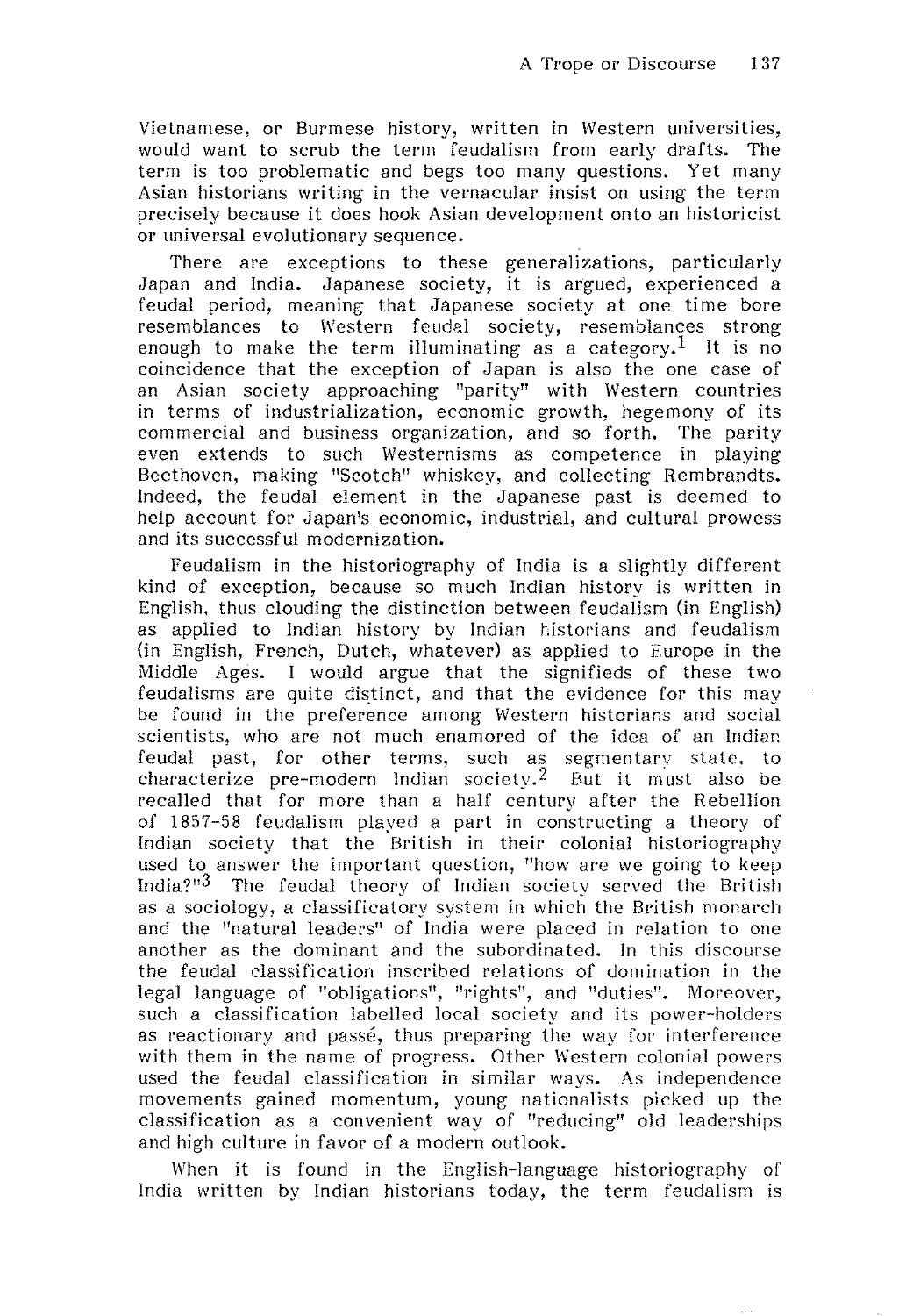Vietnamese, or Burmese history, written in Western universities, would want to scrub the term feudalism from early drafts. The term is too problematic and begs too many questions. Yet many Asian historians writing in the vernacular insist on using the term precisely because it does hook Asian development onto an historicist or universal evolutionary sequence.

There are exceptions to these generalizations, particularly Japan and India. Japanese society, it is argued, experienced a feudal period, meaning that Japanese society at one time bore resemblances to Western feudal society, resemblances strong enough to make the term illuminating as a category.[1] It is no coincidence that the exception of Japan is also the one case of an Asian society approaching "parity" with Western countries in terms of industrialization, economic growth, hegemony of its commercial and business organization, and so forth. The parity even extends to such Westernisms as competence in playing Beethoven, making "Scotch" whiskey, and collecting Rembrandts. Indeed, the feudal element in the Japanese past is deemed to help account for Japan's economic, industrial, and cultural prowess and its successful modernization.

Feudalism in the historiography of India is a slightly different kind of exception, because so much Indian history is written in English, thus clouding the distinction between feudalism (in English) as applied to Indian history by Indian historians and feudalism (in English, French, Dutch, whatever) as applied to Europe in the Middle Ages. I would argue that the signifieds of these two feudalisms are quite distinct, and that the evidence for this may be found in the preference among Western historians and social scientists, who are not much enamored of the idea of an Indian feudal past, for other terms, such as segmentary state, to characterize pre-modern Indian society.[2] But it must also be recalled that for more than a half century after the Rebellion of 1857-58 feudalism played a part in constructing a theory of Indian society that the British in their colonial historiography used to answer the important question, "how are we going to keep India?"[3] The feudal theory of Indian society served the British as a sociology, a classificatory system in which the British monarch and the "natural leaders" of India were placed in relation to one another as the dominant and the subordinated. In this discourse the feudal classification inscribed relations of domination in the legal language of "obligations", "rights", and "duties". Moreover, such a classification labelled local society and its power-holders as reactionary and passé, thus preparing the way for interference with them in the name of progress. Other Western colonial powers used the feudal classification in similar ways. As independence movements gained momentum, young nationalists picked up the classification as a convenient way of "reducing" old leaderships and high culture in favor of a modern outlook.

When it is found in the English-language historiography of India written by Indian historians today, the term feudalism is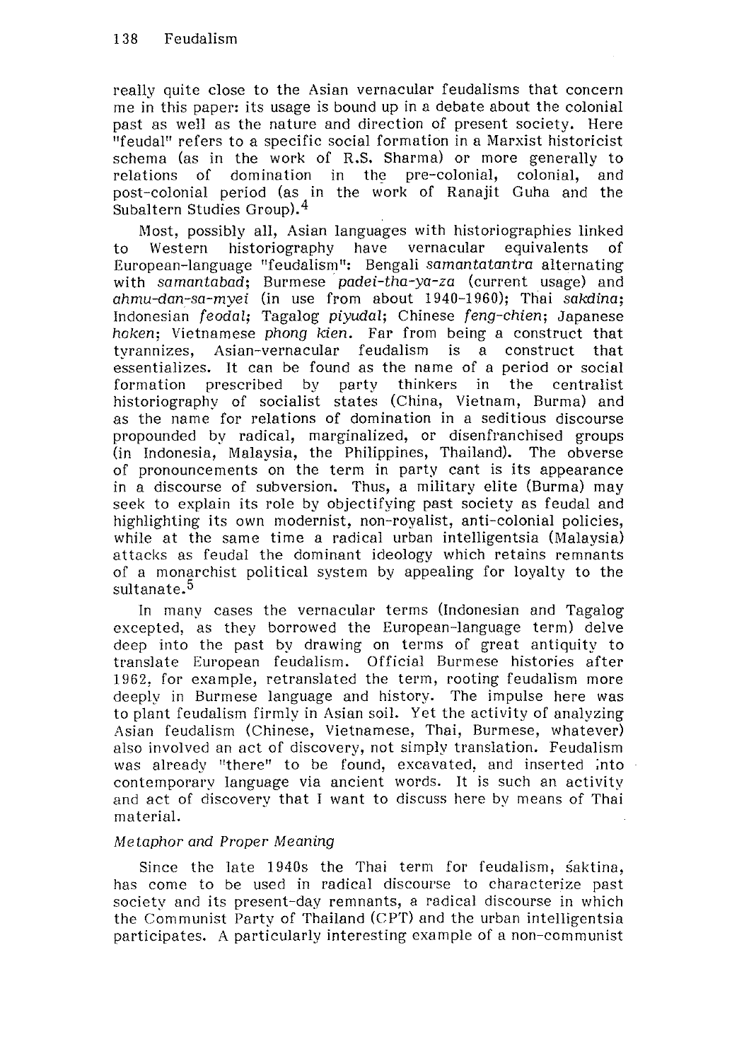really quite close to the Asian vernacular feudalisms that concern me in this paper: its usage is bound up in a debate about the colonial past as well as the nature and direction of present society. Here "feudal" refers to a specific social formation in a Marxist historicist schema (as in the work of R.S. Sharma) or more generally to relations of domination in the pre-colonial, colonial, and post-colonial period (as in the work of Ranajit Guha and the Subaltern Studies Group).[4]

Most, possibly all, Asian languages with historiographies linked to Western historiography have vernacular equivalents of European-language "feudalism": Bengali *samantatantra* alternating with *samantabad*; Burmese *padei-tha-ya-za* (current usage) and *ahmu-dan-sa-myei* (in use from about 1940-1960); Thai *sakdina*; Indonesian *feodal*; Tagalog *piyudal*; Chinese *feng-chien*; Japanese *hoken*; Vietnamese *phong kien*. Far from being a construct that tyrannizes, Asian-vernacular feudalism is a construct that essentializes. It can be found as the name of a period or social formation prescribed by party thinkers in the centralist historiography of socialist states (China, Vietnam, Burma) and as the name for relations of domination in a seditious discourse propounded by radical, marginalized, or disenfranchised groups (in Indonesia, Malaysia, the Philippines, Thailand). The obverse of pronouncements on the term in party cant is its appearance in a discourse of subversion. Thus, a military elite (Burma) may seek to explain its role by objectifying past society as feudal and highlighting its own modernist, non-royalist, anti-colonial policies, while at the same time a radical urban intelligentsia (Malaysia) attacks as feudal the dominant ideology which retains remnants of a monarchist political system by appealing for loyalty to the sultanate.[5]

In many cases the vernacular terms (Indonesian and Tagalog excepted, as they borrowed the European-language term) delve deep into the past by drawing on terms of great antiquity to translate European feudalism. Official Burmese histories after 1962, for example, retranslated the term, rooting feudalism more deeply in Burmese language and history. The impulse here was to plant feudalism firmly in Asian soil. Yet the activity of analyzing Asian feudalism (Chinese, Vietnamese, Thai, Burmese, whatever) also involved an act of discovery, not simply translation. Feudalism was already "there" to be found, excavated, and inserted into contemporary language via ancient words. It is such an activity and act of discovery that I want to discuss here by means of Thai material.

### *Metaphor and Proper Meaning*

Since the late 1940s the Thai term for feudalism, śaktina, has come to be used in radical discourse to characterize past society and its present-day remnants, a radical discourse in which the Communist Party of Thailand (CPT) and the urban intelligentsia participates. A particularly interesting example of a non-communist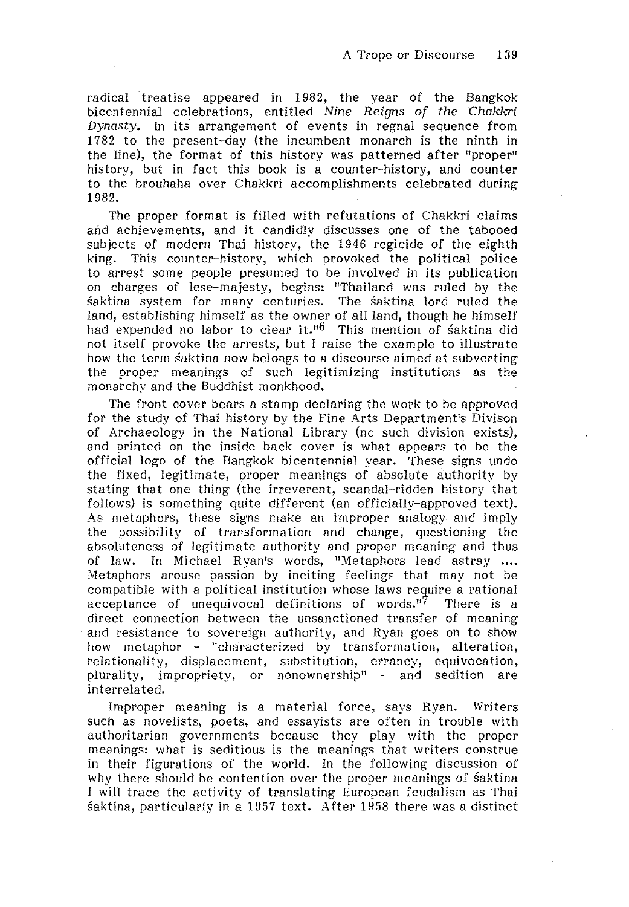radical treatise appeared in 1982, the year of the Bangkok bicentennial celebrations, entitled *Nine Reigns of the Chakkri Dynasty*. In its arrangement of events in regnal sequence from 1782 to the present-day (the incumbent monarch is the ninth in the line), the format of this history was patterned after "proper" history, but in fact this book is a counter-history, and counter to the brouhaha over Chakkri accomplishments celebrated during 1982.

The proper format is filled with refutations of Chakkri claims and achievements, and it candidly discusses one of the tabooed subjects of modern Thai history, the 1946 regicide of the eighth king. This counter-history, which provoked the political police to arrest some people presumed to be involved in its publication on charges of lese-majesty, begins: "Thailand was ruled by the śaktina system for many centuries. The śaktina lord ruled the land, establishing himself as the owner of all land, though he himself had expended no labor to clear it."[6] This mention of śaktina did not itself provoke the arrests, but I raise the example to illustrate how the term śaktina now belongs to a discourse aimed at subverting the proper meanings of such legitimizing institutions as the monarchy and the Buddhist monkhood.

The front cover bears a stamp declaring the work to be approved for the study of Thai history by the Fine Arts Department's Divison of Archaeology in the National Library (no such division exists), and printed on the inside back cover is what appears to be the official logo of the Bangkok bicentennial year. These signs undo the fixed, legitimate, proper meanings of absolute authority by stating that one thing (the irreverent, scandal-ridden history that follows) is something quite different (an officially-approved text). As metaphors, these signs make an improper analogy and imply the possibility of transformation and change, questioning the absoluteness of legitimate authority and proper meaning and thus of law. In Michael Ryan's words, "Metaphors lead astray .... Metaphors arouse passion by inciting feelings that may not be compatible with a political institution whose laws require a rational acceptance of unequivocal definitions of words."[7] There is a direct connection between the unsanctioned transfer of meaning and resistance to sovereign authority, and Ryan goes on to show how metaphor - "characterized by transformation, alteration, relationality, displacement, substitution, errancy, equivocation, plurality, impropriety, or nonownership" - and sedition are interrelated.

Improper meaning is a material force, says Ryan. Writers such as novelists, poets, and essayists are often in trouble with authoritarian governments because they play with the proper meanings: what is seditious is the meanings that writers construe in their figurations of the world. In the following discussion of why there should be contention over the proper meanings of śaktina I will trace the activity of translating European feudalism as Thai śaktina, particularly in a 1957 text. After 1958 there was a distinct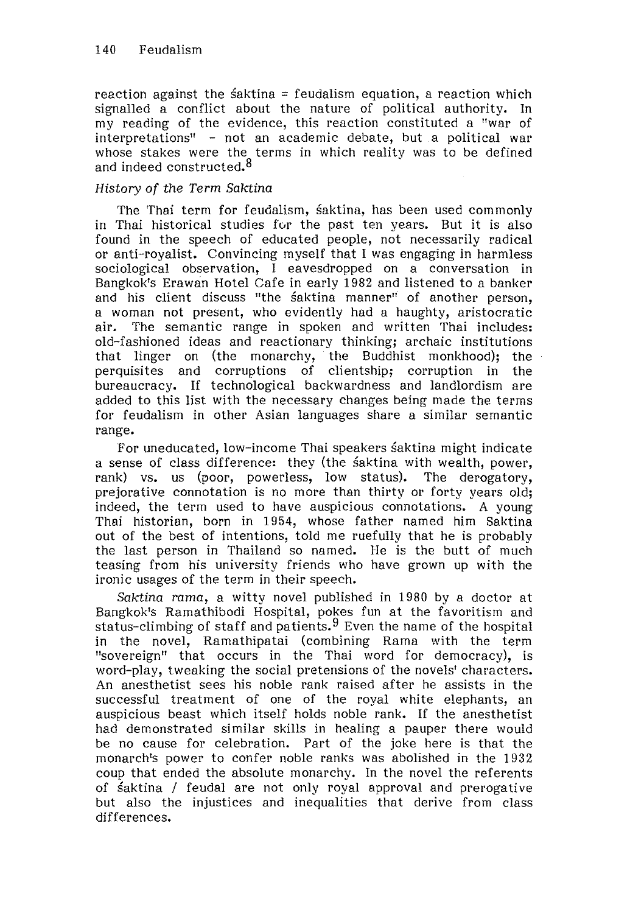reaction against the śaktina = feudalism equation, a reaction which signalled a conflict about the nature of political authority. In my reading of the evidence, this reaction constituted a "war of interpretations" - not an academic debate, but a political war whose stakes were the terms in which reality was to be defined and indeed constructed.[8]

### *History of the Term Saktina*

The Thai term for feudalism, śaktina, has been used commonly in Thai historical studies for the past ten years. But it is also found in the speech of educated people, not necessarily radical or anti-royalist. Convincing myself that I was engaging in harmless sociological observation, I eavesdropped on a conversation in Bangkok's Erawan Hotel Cafe in early 1982 and listened to a banker and his client discuss "the śaktina manner" of another person, a woman not present, who evidently had a haughty, aristocratic air. The semantic range in spoken and written Thai includes: old-fashioned ideas and reactionary thinking; archaic institutions that linger on (the monarchy, the Buddhist monkhood); the perquisites and corruptions of clientship; corruption in the bureaucracy. If technological backwardness and landlordism are added to this list with the necessary changes being made the terms for feudalism in other Asian languages share a similar semantic range.

For uneducated, low-income Thai speakers śaktina might indicate a sense of class difference: they (the śaktina with wealth, power, rank) vs. us (poor, powerless, low status). The derogatory, prejorative connotation is no more than thirty or forty years old; indeed, the term used to have auspicious connotations. A young Thai historian, born in 1954, whose father named him Saktina out of the best of intentions, told me ruefully that he is probably the last person in Thailand so named. He is the butt of much teasing from his university friends who have grown up with the ironic usages of the term in their speech.

*Saktina rama*, a witty novel published in 1980 by a doctor at Bangkok's Ramathibodi Hospital, pokes fun at the favoritism and status-climbing of staff and patients.[9] Even the name of the hospital in the novel, Ramathipatai (combining Rama with the term "sovereign" that occurs in the Thai word for democracy), is word-play, tweaking the social pretensions of the novels' characters. An anesthetist sees his noble rank raised after he assists in the successful treatment of one of the royal white elephants, an auspicious beast which itself holds noble rank. If the anesthetist had demonstrated similar skills in healing a pauper there would be no cause for celebration. Part of the joke here is that the monarch's power to confer noble ranks was abolished in the 1932 coup that ended the absolute monarchy. In the novel the referents of śaktina / feudal are not only royal approval and prerogative but also the injustices and inequalities that derive from class differences.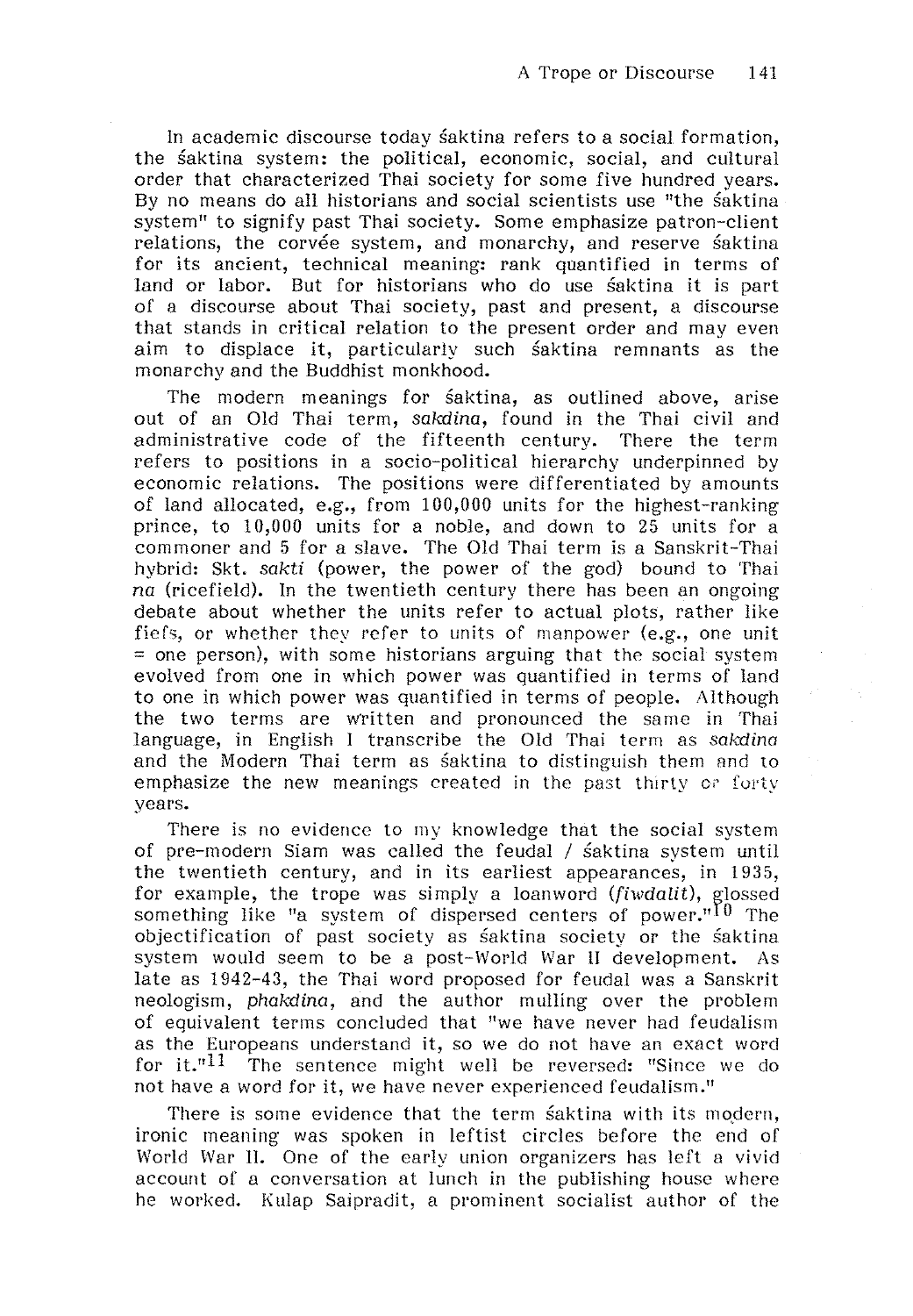In academic discourse today śaktina refers to a social formation, the śaktina system: the political, economic, social, and cultural order that characterized Thai society for some five hundred years. By no means do all historians and social scientists use "the śaktina system" to signify past Thai society. Some emphasize patron-client relations, the corvée system, and monarchy, and reserve śaktina for its ancient, technical meaning: rank quantified in terms of land or labor. But for historians who do use śaktina it is part of a discourse about Thai society, past and present, a discourse that stands in critical relation to the present order and may even aim to displace it, particularly such śaktina remnants as the monarchy and the Buddhist monkhood.

The modern meanings for śaktina, as outlined above, arise out of an Old Thai term, *sakdina*, found in the Thai civil and administrative code of the fifteenth century. There the term refers to positions in a socio-political hierarchy underpinned by economic relations. The positions were differentiated by amounts of land allocated, e.g., from 100,000 units for the highest-ranking prince, to 10,000 units for a noble, and down to 25 units for a commoner and 5 for a slave. The Old Thai term is a Sanskrit-Thai hybrid: Skt. *sakti* (power, the power of the god) bound to Thai *na* (ricefield). In the twentieth century there has been an ongoing debate about whether the units refer to actual plots, rather like fiefs, or whether they refer to units of manpower (e.g., one unit = one person), with some historians arguing that the social system evolved from one in which power was quantified in terms of land to one in which power was quantified in terms of people. Although the two terms are written and pronounced the same in Thai language, in English I transcribe the Old Thai term as *sakdina* and the Modern Thai term as śaktina to distinguish them and to emphasize the new meanings created in the past thirty or forty years.

There is no evidence to my knowledge that the social system of pre-modern Siam was called the feudal / śaktina system until the twentieth century, and in its earliest appearances, in 1935, for example, the trope was simply a loanword (*fiwdalit*), glossed something like "a system of dispersed centers of power."[10] The objectification of past society as śaktina society or the śaktina system would seem to be a post-World War II development. As late as 1942-43, the Thai word proposed for feudal was a Sanskrit neologism, *phakdina*, and the author mulling over the problem of equivalent terms concluded that "we have never had feudalism as the Europeans understand it, so we do not have an exact word for it."[11] The sentence might well be reversed: "Since we do not have a word for it, we have never experienced feudalism."

There is some evidence that the term śaktina with its modern, ironic meaning was spoken in leftist circles before the end of World War II. One of the early union organizers has left a vivid account of a conversation at lunch in the publishing house where he worked. Kulap Saipradit, a prominent socialist author of the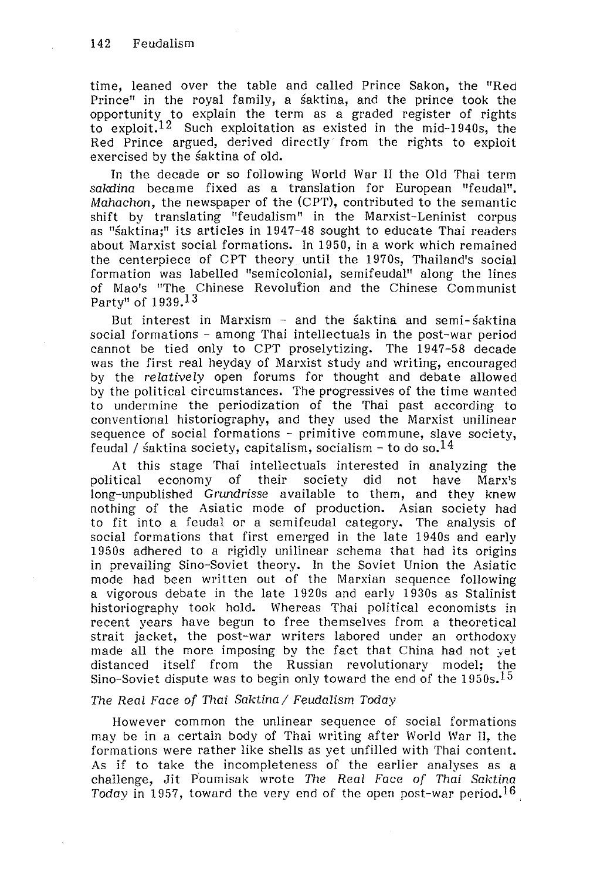time, leaned over the table and called Prince Sakon, the "Red Prince" in the royal family, a śaktina, and the prince took the opportunity to explain the term as a graded register of rights to exploit.[12] Such exploitation as existed in the mid-1940s, the Red Prince argued, derived directly from the rights to exploit exercised by the śaktina of old.

In the decade or so following World War II the Old Thai term *sakdina* became fixed as a translation for European "feudal". *Mahachon*, the newspaper of the (CPT), contributed to the semantic shift by translating "feudalism" in the Marxist-Leninist corpus as "śaktina;" its articles in 1947-48 sought to educate Thai readers about Marxist social formations. In 1950, in a work which remained the centerpiece of CPT theory until the 1970s, Thailand's social formation was labelled "semicolonial, semifeudal" along the lines of Mao's "The Chinese Revolution and the Chinese Communist Party" of 1939.[13]

But interest in Marxism - and the śaktina and semi-śaktina social formations - among Thai intellectuals in the post-war period cannot be tied only to CPT proselytizing. The 1947-58 decade was the first real heyday of Marxist study and writing, encouraged by the *relatively* open forums for thought and debate allowed by the political circumstances. The progressives of the time wanted to undermine the periodization of the Thai past according to conventional historiography, and they used the Marxist unilinear sequence of social formations - primitive commune, slave society, feudal / śaktina society, capitalism, socialism - to do so.[14]

At this stage Thai intellectuals interested in analyzing the political economy of their society did not have Marx's long-unpublished *Grundrisse* available to them, and they knew nothing of the Asiatic mode of production. Asian society had to fit into a feudal or a semifeudal category. The analysis of social formations that first emerged in the late 1940s and early 1950s adhered to a rigidly unilinear schema that had its origins in prevailing Sino-Soviet theory. In the Soviet Union the Asiatic mode had been written out of the Marxian sequence following a vigorous debate in the late 1920s and early 1930s as Stalinist historiography took hold. Whereas Thai political economists in recent years have begun to free themselves from a theoretical strait jacket, the post-war writers labored under an orthodoxy made all the more imposing by the fact that China had not yet distanced itself from the Russian revolutionary model; the Sino-Soviet dispute was to begin only toward the end of the 1950s.[15]

### *The Real Face of Thai Saktina / Feudalism Today*

However common the unlinear sequence of social formations may be in a certain body of Thai writing after World War II, the formations were rather like shells as yet unfilled with Thai content. As if to take the incompleteness of the earlier analyses as a challenge, Jit Poumisak wrote *The Real Face of Thai Saktina Today* in 1957, toward the very end of the open post-war period.[16]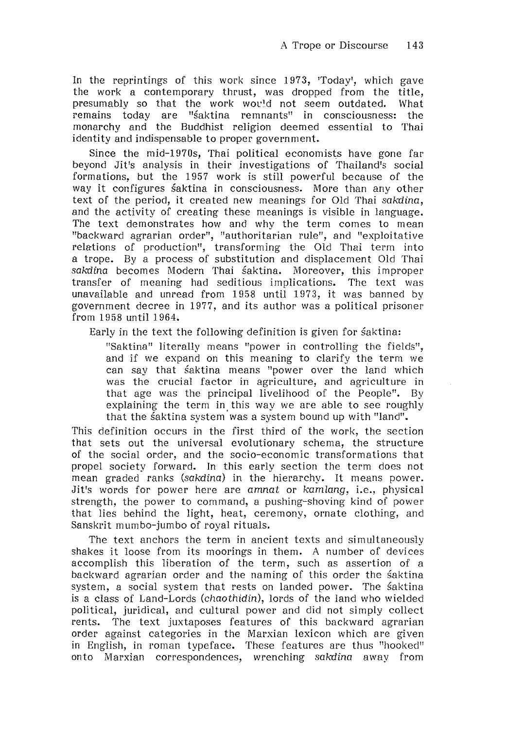In the reprintings of this work since 1973, 'Today', which gave the work a contemporary thrust, was dropped from the title, presumably so that the work would not seem outdated. What remains today are "śaktina remnants" in consciousness: the monarchy and the Buddhist religion deemed essential to Thai identity and indispensable to proper government.

Since the mid-1970s, Thai political economists have gone far beyond Jit's analysis in their investigations of Thailand's social formations, but the 1957 work is still powerful because of the way it configures śaktina in consciousness. More than any other text of the period, it created new meanings for Old Thai *sakdina*, and the activity of creating these meanings is visible in language. The text demonstrates how and why the term comes to mean "backward agrarian order", "authoritarian rule", and "exploitative relations of production", transforming the Old Thai term into a trope. By a process of substitution and displacement Old Thai *sakdina* becomes Modern Thai śaktina. Moreover, this improper transfer of meaning had seditious implications. The text was unavailable and unread from 1958 until 1973, it was banned by government decree in 1977, and its author was a political prisoner from 1958 until 1964.

Early in the text the following definition is given for śaktina:

> "Saktina" literally means "power in controlling the fields", and if we expand on this meaning to clarify the term we can say that śaktina means "power over the land which was the crucial factor in agriculture, and agriculture in that age was the principal livelihood of the People". By explaining the term in this way we are able to see roughly that the śaktina system was a system bound up with "land".

This definition occurs in the first third of the work, the section that sets out the universal evolutionary schema, the structure of the social order, and the socio-economic transformations that propel society forward. In this early section the term does not mean graded ranks (*sakdina*) in the hierarchy. It means power. Jit's words for power here are *amnat* or *kamlang*, i.e., physical strength, the power to command, a pushing-shoving kind of power that lies behind the light, heat, ceremony, ornate clothing, and Sanskrit mumbo-jumbo of royal rituals.

The text anchors the term in ancient texts and simultaneously shakes it loose from its moorings in them. A number of devices accomplish this liberation of the term, such as assertion of a backward agrarian order and the naming of this order the śaktina system, a social system that rests on landed power. The śaktina is a class of Land-Lords (*chaothidin*), lords of the land who wielded political, juridical, and cultural power and did not simply collect rents. The text juxtaposes features of this backward agrarian order against categories in the Marxian lexicon which are given in English, in roman typeface. These features are thus "hooked" onto Marxian correspondences, wrenching *sakdina* away from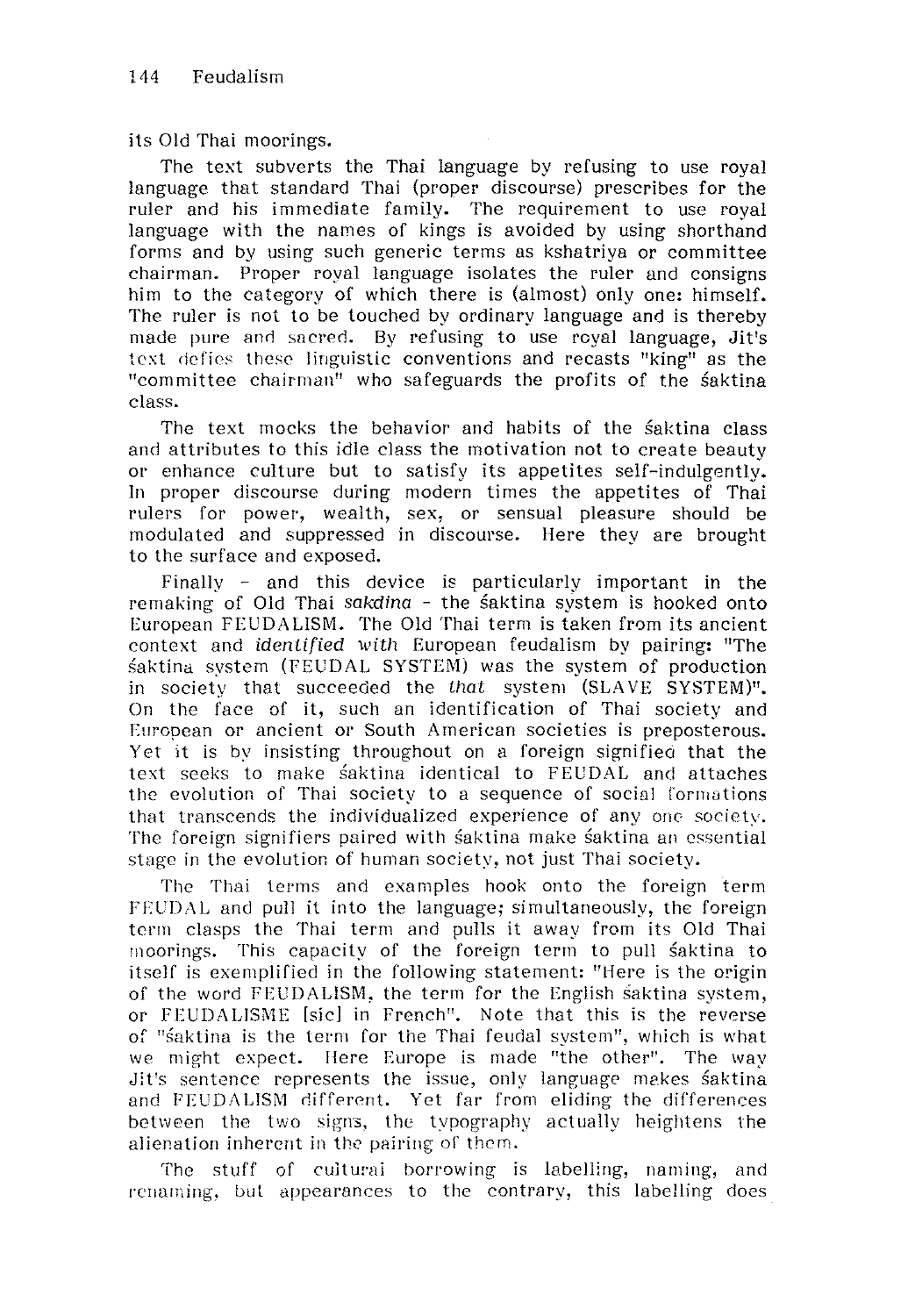its Old Thai moorings.

The text subverts the Thai language by refusing to use royal language that standard Thai (proper discourse) prescribes for the ruler and his immediate family. The requirement to use royal language with the names of kings is avoided by using shorthand forms and by using such generic terms as kshatriya or committee chairman. Proper royal language isolates the ruler and consigns him to the category of which there is (almost) only one: himself. The ruler is not to be touched by ordinary language and is thereby made pure and sacred. By refusing to use royal language, Jit's text defies these linguistic conventions and recasts "king" as the "committee chairman" who safeguards the profits of the śaktina class.

The text mocks the behavior and habits of the śaktina class and attributes to this idle class the motivation not to create beauty or enhance culture but to satisfy its appetites self-indulgently. In proper discourse during modern times the appetites of Thai rulers for power, wealth, sex, or sensual pleasure should be modulated and suppressed in discourse. Here they are brought to the surface and exposed.

Finally - and this device is particularly important in the remaking of Old Thai *sakdina* - the śaktina system is hooked onto European FEUDALISM. The Old Thai term is taken from its ancient context and *identified with* European feudalism by pairing: "The śaktina system (FEUDAL SYSTEM) was the system of production in society that succeeded the *that* system (SLAVE SYSTEM)". On the face of it, such an identification of Thai society and European or ancient or South American societies is preposterous. Yet it is by insisting throughout on a foreign signified that the text seeks to make śaktina identical to FEUDAL and attaches the evolution of Thai society to a sequence of social formations that transcends the individualized experience of any one society. The foreign signifiers paired with śaktina make śaktina an essential stage in the evolution of human society, not just Thai society.

The Thai terms and examples hook onto the foreign term FEUDAL and pull it into the language; simultaneously, the foreign term clasps the Thai term and pulls it away from its Old Thai moorings. This capacity of the foreign term to pull śaktina to itself is exemplified in the following statement: "Here is the origin of the word FEUDALISM, the term for the English śaktina system, or FEUDALISME [sic] in French". Note that this is the reverse of "śaktina is the term for the Thai feudal system", which is what we might expect. Here Europe is made "the other". The way Jit's sentence represents the issue, only language makes śaktina and FEUDALISM different. Yet far from eliding the differences between the two signs, the typography actually heightens the alienation inherent in the pairing of them.

The stuff of cultural borrowing is labelling, naming, and renaming, but appearances to the contrary, this labelling does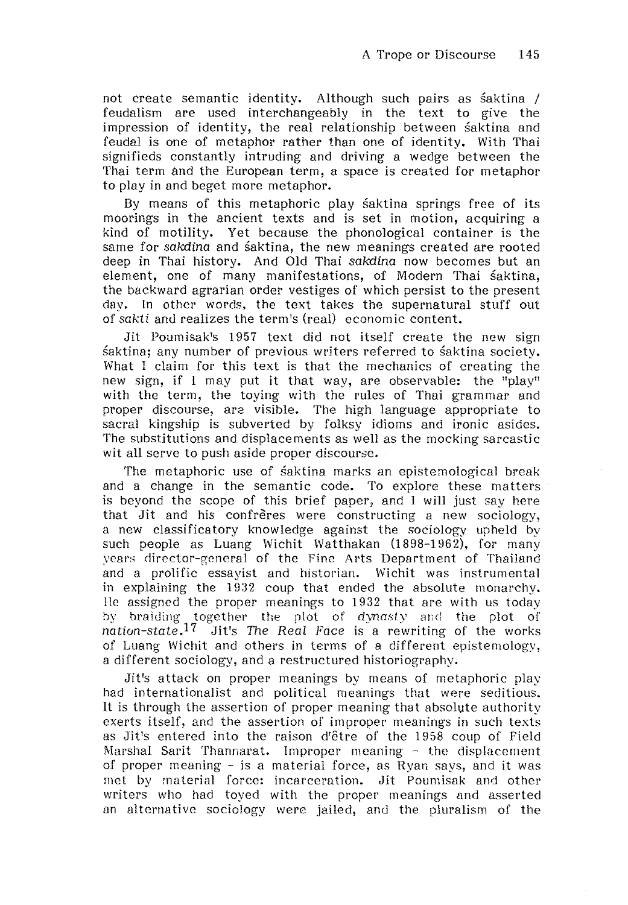not create semantic identity. Although such pairs as śaktina / feudalism are used interchangeably in the text to give the impression of identity, the real relationship between śaktina and feudal is one of metaphor rather than one of identity. With Thai signifieds constantly intruding and driving a wedge between the Thai term and the European term, a space is created for metaphor to play in and beget more metaphor.

By means of this metaphoric play śaktina springs free of its moorings in the ancient texts and is set in motion, acquiring a kind of motility. Yet because the phonological container is the same for *sakdina* and śaktina, the new meanings created are rooted deep in Thai history. And Old Thai *sakdina* now becomes but an element, one of many manifestations, of Modern Thai śaktina, the backward agrarian order vestiges of which persist to the present day. In other words, the text takes the supernatural stuff out of *sakti* and realizes the term's (real) economic content.

Jit Poumisak's 1957 text did not itself create the new sign śaktina; any number of previous writers referred to śaktina society. What I claim for this text is that the mechanics of creating the new sign, if I may put it that way, are observable: the "play" with the term, the toying with the rules of Thai grammar and proper discourse, are visible. The high language appropriate to sacral kingship is subverted by folksy idioms and ironic asides. The substitutions and displacements as well as the mocking sarcastic wit all serve to push aside proper discourse.

The metaphoric use of śaktina marks an epistemological break and a change in the semantic code. To explore these matters is beyond the scope of this brief paper, and I will just say here that Jit and his confrères were constructing a new sociology, a new classificatory knowledge against the sociology upheld by such people as Luang Wichit Watthakan (1898-1962), for many years director-general of the Fine Arts Department of Thailand and a prolific essayist and historian. Wichit was instrumental in explaining the 1932 coup that ended the absolute monarchy. He assigned the proper meanings to 1932 that are with us today by braiding together the plot of *dynasty* and the plot of *nation-state*.[17] Jit's *The Real Face* is a rewriting of the works of Luang Wichit and others in terms of a different epistemology, a different sociology, and a restructured historiography.

Jit's attack on proper meanings by means of metaphoric play had internationalist and political meanings that were seditious. It is through the assertion of proper meaning that absolute authority exerts itself, and the assertion of improper meanings in such texts as Jit's entered into the raison d'être of the 1958 coup of Field Marshal Sarit Thannarat. Improper meaning - the displacement of proper meaning - is a material force, as Ryan says, and it was met by material force: incarceration. Jit Poumisak and other writers who had toyed with the proper meanings and asserted an alternative sociology were jailed, and the pluralism of the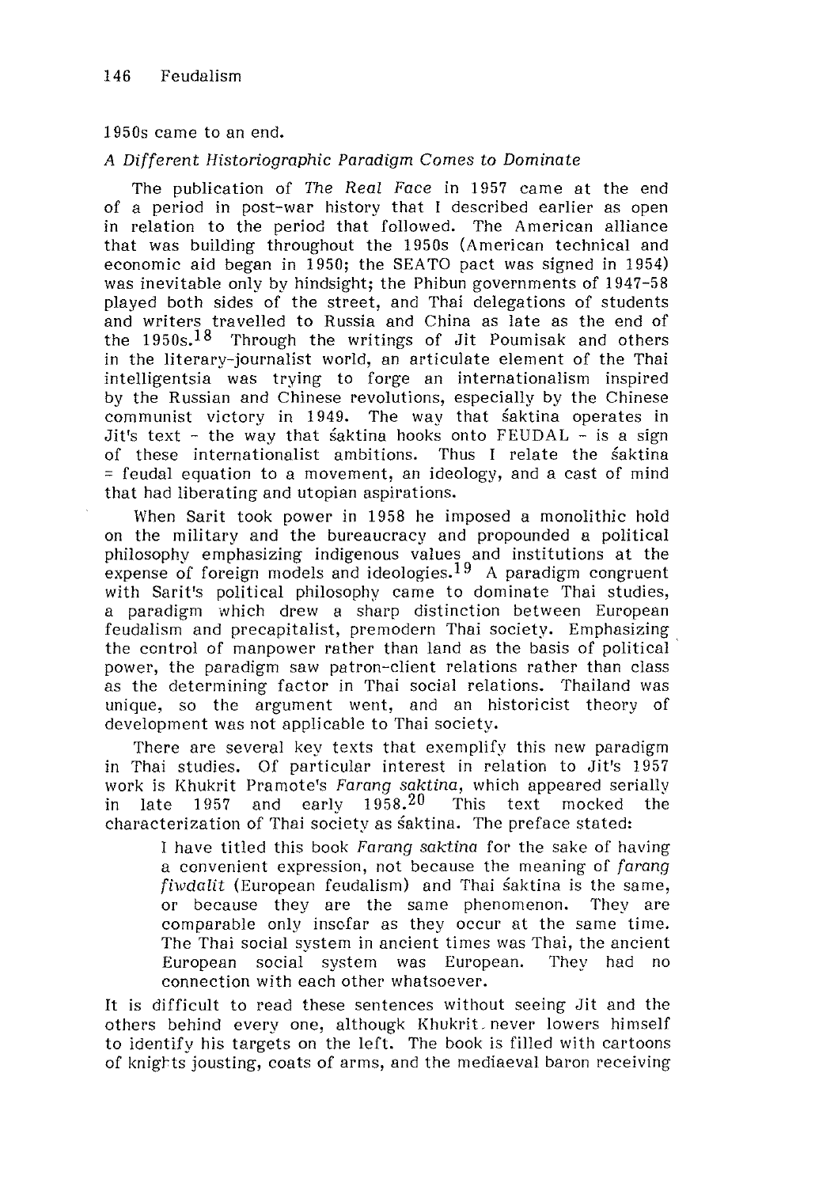1950s came to an end.

### *A Different Historiographic Paradigm Comes to Dominate*

The publication of *The Real Face* in 1957 came at the end of a period in post-war history that I described earlier as open in relation to the period that followed. The American alliance that was building throughout the 1950s (American technical and economic aid began in 1950; the SEATO pact was signed in 1954) was inevitable only by hindsight; the Phibun governments of 1947-58 played both sides of the street, and Thai delegations of students and writers travelled to Russia and China as late as the end of the 1950s.[18] Through the writings of Jit Poumisak and others in the literary-journalist world, an articulate element of the Thai intelligentsia was trying to forge an internationalism inspired by the Russian and Chinese revolutions, especially by the Chinese communist victory in 1949. The way that śaktina operates in Jit's text - the way that śaktina hooks onto FEUDAL - is a sign of these internationalist ambitions. Thus I relate the śaktina = feudal equation to a movement, an ideology, and a cast of mind that had liberating and utopian aspirations.

When Sarit took power in 1958 he imposed a monolithic hold on the military and the bureaucracy and propounded a political philosophy emphasizing indigenous values and institutions at the expense of foreign models and ideologies.[19] A paradigm congruent with Sarit's political philosophy came to dominate Thai studies, a paradigm which drew a sharp distinction between European feudalism and precapitalist, premodern Thai society. Emphasizing the control of manpower rather than land as the basis of political power, the paradigm saw patron-client relations rather than class as the determining factor in Thai social relations. Thailand was unique, so the argument went, and an historicist theory of development was not applicable to Thai society.

There are several key texts that exemplify this new paradigm in Thai studies. Of particular interest in relation to Jit's 1957 work is Khukrit Pramote's *Farang saktina*, which appeared serially in late 1957 and early 1958.[20] This text mocked the characterization of Thai society as śaktina. The preface stated:

> I have titled this book *Farang saktina* for the sake of having a convenient expression, not because the meaning of *farang fiwdalit* (European feudalism) and Thai śaktina is the same, or because they are the same phenomenon. They are comparable only insofar as they occur at the same time. The Thai social system in ancient times was Thai, the ancient European social system was European. They had no connection with each other whatsoever.

It is difficult to read these sentences without seeing Jit and the others behind every one, althougk Khukrit never lowers himself to identify his targets on the left. The book is filled with cartoons of knights jousting, coats of arms, and the mediaeval baron receiving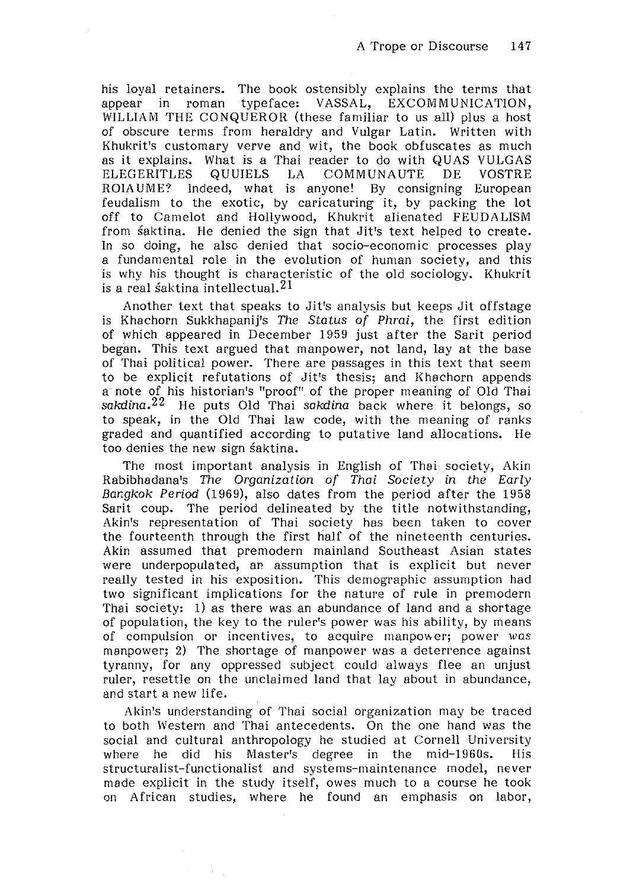his loyal retainers. The book ostensibly explains the terms that appear in roman typeface: VASSAL, EXCOMMUNICATION, WILLIAM THE CONQUEROR (these familiar to us all) plus a host of obscure terms from heraldry and Vulgar Latin. Written with Khukrit's customary verve and wit, the book obfuscates as much as it explains. What is a Thai reader to do with QUAS VULGAS ELEGERITLES QUUIELS LA COMMUNAUTE DE VOSTRE ROIAUME? Indeed, what is anyone! By consigning European feudalism to the exotic, by caricaturing it, by packing the lot off to Camelot and Hollywood, Khukrit alienated FEUDALISM from śaktina. He denied the sign that Jit's text helped to create. In so doing, he also denied that socio-economic processes play a fundamental role in the evolution of human society, and this is why his thought is characteristic of the old sociology. Khukrit is a real śaktina intellectual.[21]

Another text that speaks to Jit's analysis but keeps Jit offstage is Khachorn Sukkhapanij's *The Status of Phrai*, the first edition of which appeared in December 1959 just after the Sarit period began. This text argued that manpower, not land, lay at the base of Thai political power. There are passages in this text that seem to be explicit refutations of Jit's thesis; and Khachorn appends a note of his historian's "proof" of the proper meaning of Old Thai *sakdina*.[22] He puts Old Thai *sakdina* back where it belongs, so to speak, in the Old Thai law code, with the meaning of ranks graded and quantified according to putative land allocations. He too denies the new sign śaktina.

The most important analysis in English of Thai society, Akin Rabibhadana's *The Organization of Thai Society in the Early Bangkok Period* (1969), also dates from the period after the 1958 Sarit coup. The period delineated by the title notwithstanding, Akin's representation of Thai society has been taken to cover the fourteenth through the first half of the nineteenth centuries. Akin assumed that premodern mainland Southeast Asian states were underpopulated, an assumption that is explicit but never really tested in his exposition. This demographic assumption had two significant implications for the nature of rule in premodern Thai society: 1) as there was an abundance of land and a shortage of population, the key to the ruler's power was his ability, by means of compulsion or incentives, to acquire manpower; power *was* manpower; 2) The shortage of manpower was a deterrence against tyranny, for any oppressed subject could always flee an unjust ruler, resettle on the unclaimed land that lay about in abundance, and start a new life.

Akin's understanding of Thai social organization may be traced to both Western and Thai antecedents. On the one hand was the social and cultural anthropology he studied at Cornell University where he did his Master's degree in the mid-1960s. His structuralist-functionalist and systems-maintenance model, never made explicit in the study itself, owes much to a course he took on African studies, where he found an emphasis on labor,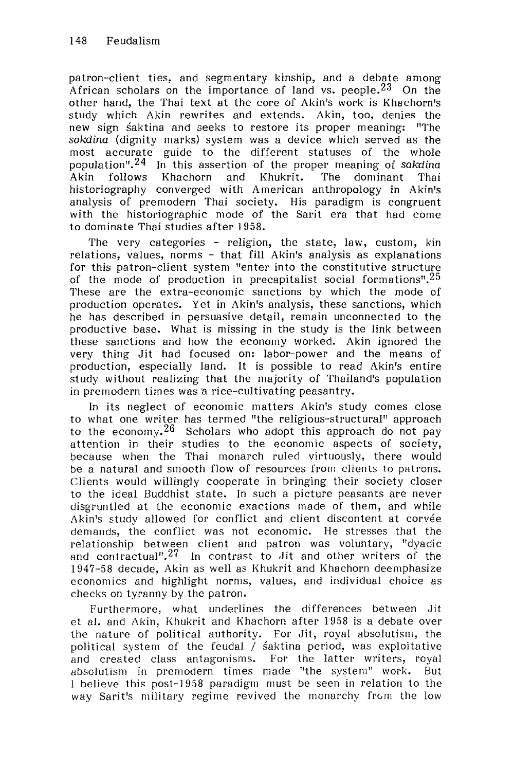patron-client ties, and segmentary kinship, and a debate among African scholars on the importance of land vs. people.[23] On the other hand, the Thai text at the core of Akin's work is Khachorn's study which Akin rewrites and extends. Akin, too, denies the new sign śaktina and seeks to restore its proper meaning: "The *sakdina* (dignity marks) system was a device which served as the most accurate guide to the different statuses of the whole population".[24] In this assertion of the proper meaning of *sakdina* Akin follows Khachorn and Khukrit. The dominant Thai historiography converged with American anthropology in Akin's analysis of premodern Thai society. His paradigm is congruent with the historiographic mode of the Sarit era that had come to dominate Thai studies after 1958.

The very categories - religion, the state, law, custom, kin relations, values, norms - that fill Akin's analysis as explanations for this patron-client system "enter into the constitutive structure of the mode of production in precapitalist social formations".[25] These are the extra-economic sanctions by which the mode of production operates. Yet in Akin's analysis, these sanctions, which he has described in persuasive detail, remain unconnected to the productive base. What is missing in the study is the link between these sanctions and how the economy worked. Akin ignored the very thing Jit had focused on: labor-power and the means of production, especially land. It is possible to read Akin's entire study without realizing that the majority of Thailand's population in premodern times was a rice-cultivating peasantry.

In its neglect of economic matters Akin's study comes close to what one writer has termed "the religious-structural" approach to the economy.[26] Scholars who adopt this approach do not pay attention in their studies to the economic aspects of society, because when the Thai monarch ruled virtuously, there would be a natural and smooth flow of resources from clients to patrons. Clients would willingly cooperate in bringing their society closer to the ideal Buddhist state. In such a picture peasants are never disgruntled at the economic exactions made of them, and while Akin's study allowed for conflict and client discontent at corvée demands, the conflict was not economic. He stresses that the relationship between client and patron was voluntary, "dyadic and contractual".[27] In contrast to Jit and other writers of the 1947-58 decade, Akin as well as Khukrit and Khachorn deemphasize economics and highlight norms, values, and individual choice as checks on tyranny by the patron.

Furthermore, what underlines the differences between Jit et al. and Akin, Khukrit and Khachorn after 1958 is a debate over the nature of political authority. For Jit, royal absolutism, the political system of the feudal / śaktina period, was exploitative and created class antagonisms. For the latter writers, royal absolutism in premodern times made "the system" work. But I believe this post-1958 paradigm must be seen in relation to the way Sarit's military regime revived the monarchy from the low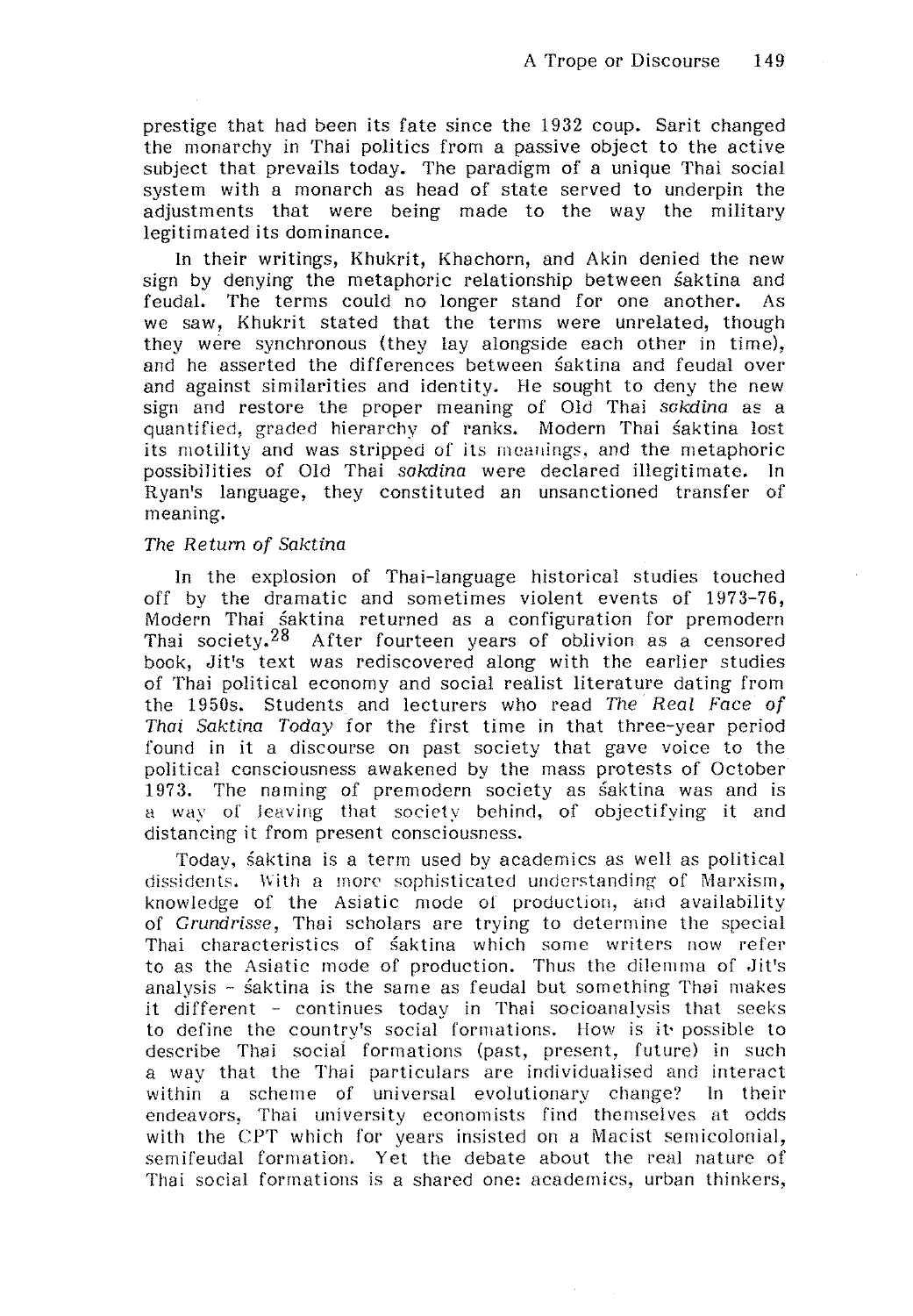prestige that had been its fate since the 1932 coup. Sarit changed the monarchy in Thai politics from a passive object to the active subject that prevails today. The paradigm of a unique Thai social system with a monarch as head of state served to underpin the adjustments that were being made to the way the military legitimated its dominance.

In their writings, Khukrit, Khachorn, and Akin denied the new sign by denying the metaphoric relationship between śaktina and feudal. The terms could no longer stand for one another. As we saw, Khukrit stated that the terms were unrelated, though they were synchronous (they lay alongside each other in time), and he asserted the differences between śaktina and feudal over and against similarities and identity. He sought to deny the new sign and restore the proper meaning of Old Thai *sakdina* as a quantified, graded hierarchy of ranks. Modern Thai śaktina lost its motility and was stripped of its meanings, and the metaphoric possibilities of Old Thai *sakdina* were declared illegitimate. In Ryan's language, they constituted an unsanctioned transfer of meaning.

*The Return of Saktina*

In the explosion of Thai-language historical studies touched off by the dramatic and sometimes violent events of 1973-76, Modern Thai śaktina returned as a configuration for premodern Thai society.[28] After fourteen years of oblivion as a censored book, Jit's text was rediscovered along with the earlier studies of Thai political economy and social realist literature dating from the 1950s. Students and lecturers who read *The Real Face of Thai Saktina Today* for the first time in that three-year period found in it a discourse on past society that gave voice to the political consciousness awakened by the mass protests of October 1973. The naming of premodern society as śaktina was and is a way of leaving that society behind, of objectifying it and distancing it from present consciousness.

Today, śaktina is a term used by academics as well as political dissidents. With a more sophisticated understanding of Marxism, knowledge of the Asiatic mode of production, and availability of *Grundrisse*, Thai scholars are trying to determine the special Thai characteristics of śaktina which some writers now refer to as the Asiatic mode of production. Thus the dilemma of Jit's analysis - śaktina is the same as feudal but something Thai makes it different - continues today in Thai socioanalysis that seeks to define the country's social formations. How is it possible to describe Thai social formations (past, present, future) in such a way that the Thai particulars are individualised and interact within a scheme of universal evolutionary change? In their endeavors, Thai university economists find themselves at odds with the CPT which for years insisted on a Macist semicolonial, semifeudal formation. Yet the debate about the real nature of Thai social formations is a shared one: academics, urban thinkers,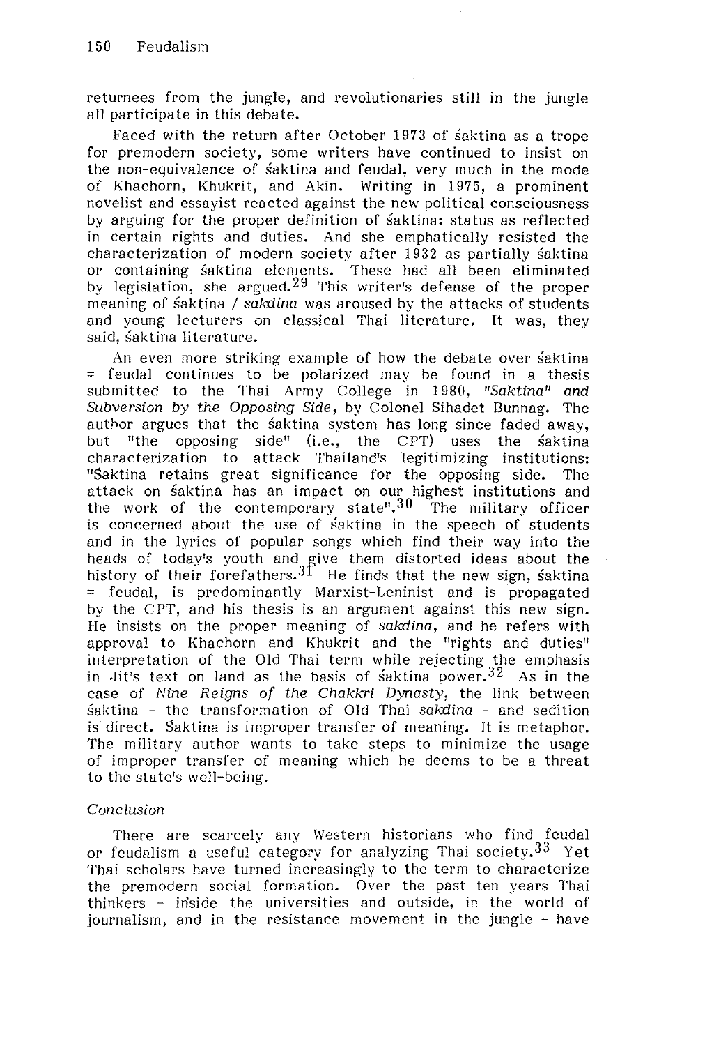returnees from the jungle, and revolutionaries still in the jungle all participate in this debate.

Faced with the return after October 1973 of śaktina as a trope for premodern society, some writers have continued to insist on the non-equivalence of śaktina and feudal, very much in the mode of Khachorn, Khukrit, and Akin. Writing in 1975, a prominent novelist and essayist reacted against the new political consciousness by arguing for the proper definition of śaktina: status as reflected in certain rights and duties. And she emphatically resisted the characterization of modern society after 1932 as partially śaktina or containing śaktina elements. These had all been eliminated by legislation, she argued.[29] This writer's defense of the proper meaning of śaktina / *sakdina* was aroused by the attacks of students and young lecturers on classical Thai literature. It was, they said, śaktina literature.

An even more striking example of how the debate over śaktina = feudal continues to be polarized may be found in a thesis submitted to the Thai Army College in 1980, *"Saktina" and Subversion by the Opposing Side*, by Colonel Sihadet Bunnag. The author argues that the śaktina system has long since faded away, but "the opposing side" (i.e., the CPT) uses the śaktina characterization to attack Thailand's legitimizing institutions: "Śaktina retains great significance for the opposing side. The attack on śaktina has an impact on our highest institutions and the work of the contemporary state".[30] The military officer is concerned about the use of śaktina in the speech of students and in the lyrics of popular songs which find their way into the heads of today's youth and give them distorted ideas about the history of their forefathers.[31] He finds that the new sign, śaktina = feudal, is predominantly Marxist-Leninist and is propagated by the CPT, and his thesis is an argument against this new sign. He insists on the proper meaning of *sakdina*, and he refers with approval to Khachorn and Khukrit and the "rights and duties" interpretation of the Old Thai term while rejecting the emphasis in Jit's text on land as the basis of śaktina power.[32] As in the case of *Nine Reigns of the Chakkri Dynasty*, the link between śaktina - the transformation of Old Thai *sakdina* - and sedition is direct. Śaktina is improper transfer of meaning. It is metaphor. The military author wants to take steps to minimize the usage of improper transfer of meaning which he deems to be a threat to the state's well-being.

### *Conclusion*

There are scarcely any Western historians who find feudal or feudalism a useful category for analyzing Thai society.[33] Yet Thai scholars have turned increasingly to the term to characterize the premodern social formation. Over the past ten years Thai thinkers - inside the universities and outside, in the world of journalism, and in the resistance movement in the jungle - have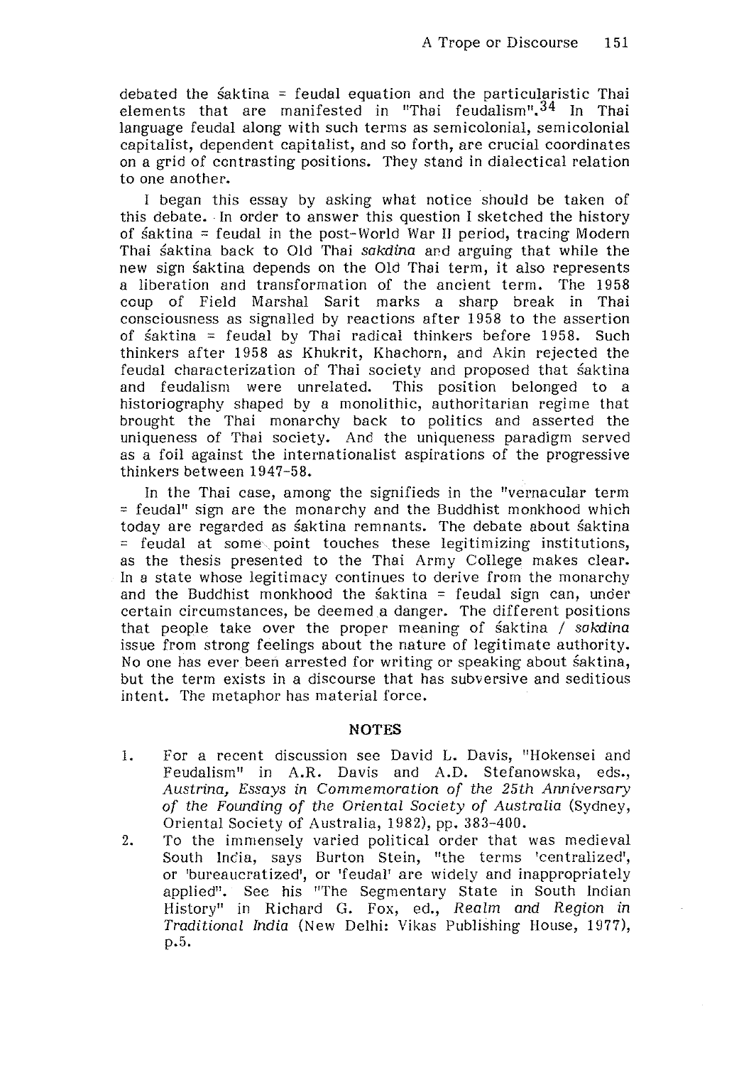debated the śaktina = feudal equation and the particularistic Thai elements that are manifested in "Thai feudalism".[34] In Thai language feudal along with such terms as semicolonial, semicolonial capitalist, dependent capitalist, and so forth, are crucial coordinates on a grid of contrasting positions. They stand in dialectical relation to one another.

I began this essay by asking what notice should be taken of this debate. In order to answer this question I sketched the history of śaktina = feudal in the post-World War II period, tracing Modern Thai śaktina back to Old Thai *sakdina* and arguing that while the new sign śaktina depends on the Old Thai term, it also represents a liberation and transformation of the ancient term. The 1958 coup of Field Marshal Sarit marks a sharp break in Thai consciousness as signalled by reactions after 1958 to the assertion of śaktina = feudal by Thai radical thinkers before 1958. Such thinkers after 1958 as Khukrit, Khachorn, and Akin rejected the feudal characterization of Thai society and proposed that śaktina and feudalism were unrelated. This position belonged to a historiography shaped by a monolithic, authoritarian regime that brought the Thai monarchy back to politics and asserted the uniqueness of Thai society. And the uniqueness paradigm served as a foil against the internationalist aspirations of the progressive thinkers between 1947-58.

In the Thai case, among the signifieds in the "vernacular term = feudal" sign are the monarchy and the Buddhist monkhood which today are regarded as śaktina remnants. The debate about śaktina = feudal at some point touches these legitimizing institutions, as the thesis presented to the Thai Army College makes clear. In a state whose legitimacy continues to derive from the monarchy and the Buddhist monkhood the śaktina = feudal sign can, under certain circumstances, be deemed a danger. The different positions that people take over the proper meaning of śaktina / *sakdina* issue from strong feelings about the nature of legitimate authority. No one has ever been arrested for writing or speaking about śaktina, but the term exists in a discourse that has subversive and seditious intent. The metaphor has material force.

## NOTES

1. For a recent discussion see David L. Davis, "Hokensei and Feudalism" in A.R. Davis and A.D. Stefanowska, eds., *Austrina, Essays in Commemoration of the 25th Anniversary of the Founding of the Oriental Society of Australia* (Sydney, Oriental Society of Australia, 1982), pp. 383-400.
2. To the immensely varied political order that was medieval South India, says Burton Stein, "the terms 'centralized', or 'bureaucratized', or 'feudal' are widely and inappropriately applied". See his "The Segmentary State in South Indian History" in Richard G. Fox, ed., *Realm and Region in Traditional India* (New Delhi: Vikas Publishing House, 1977), p.5.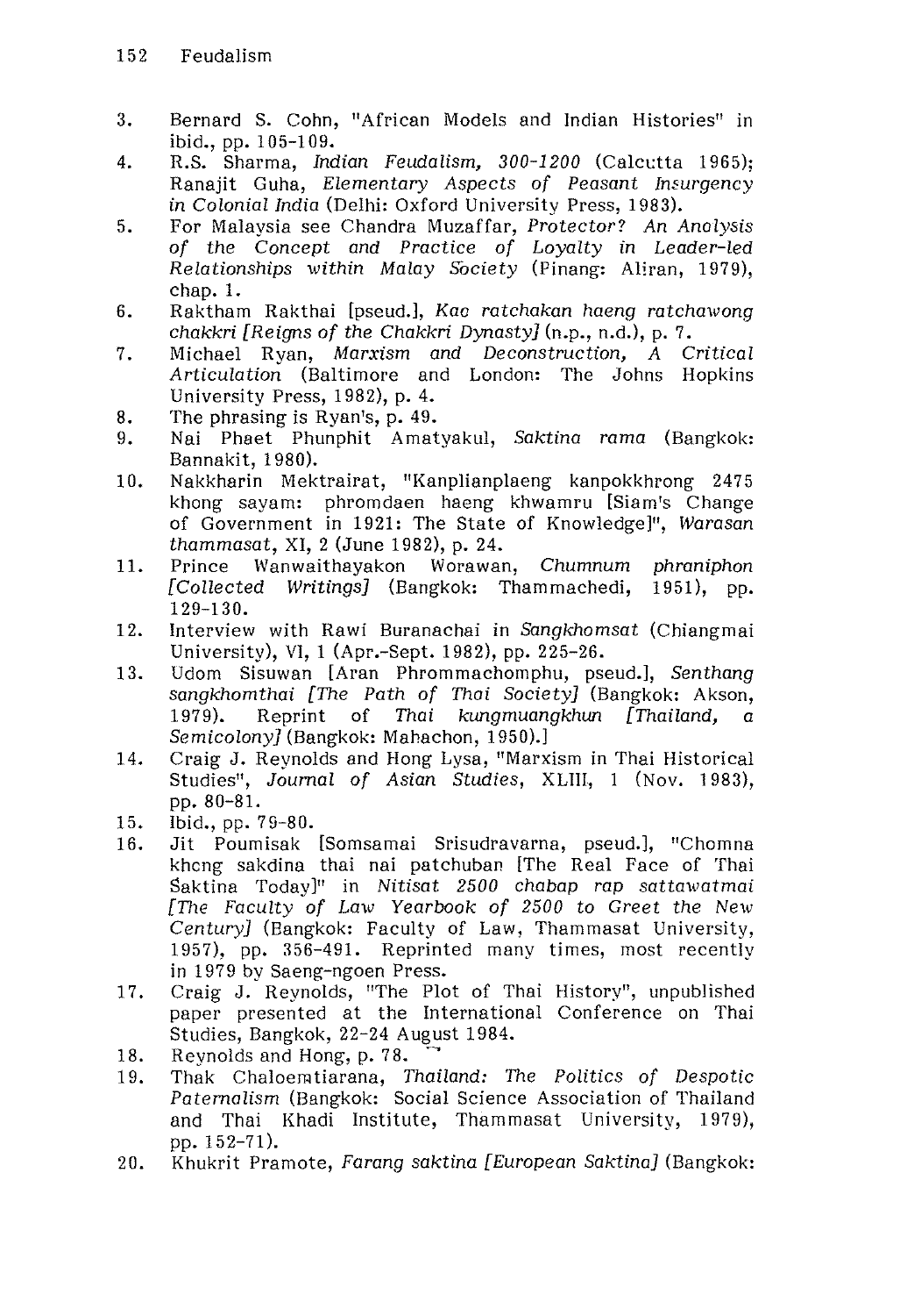3. Bernard S. Cohn, "African Models and Indian Histories" in ibid., pp. 105-109.
4. R.S. Sharma, *Indian Feudalism, 300-1200* (Calcutta 1965); Ranajit Guha, *Elementary Aspects of Peasant Insurgency in Colonial India* (Delhi: Oxford University Press, 1983).
5. For Malaysia see Chandra Muzaffar, *Protector? An Analysis of the Concept and Practice of Loyalty in Leader-led Relationships within Malay Society* (Pinang: Aliran, 1979), chap. 1.
6. Raktham Rakthai [pseud.], *Kao ratchakan haeng ratchawong chakkri [Reigns of the Chakkri Dynasty]* (n.p., n.d.), p. 7.
7. Michael Ryan, *Marxism and Deconstruction, A Critical Articulation* (Baltimore and London: The Johns Hopkins University Press, 1982), p. 4.
8. The phrasing is Ryan's, p. 49.
9. Nai Phaet Phunphit Amatyakul, *Saktina rama* (Bangkok: Bannakit, 1980).
10. Nakkharin Mektrairat, "Kanplianplaeng kanpokkhrong 2475 khong sayam: phromdaen haeng khwamru [Siam's Change of Government in 1921: The State of Knowledge]", *Warasan thammasat*, XI, 2 (June 1982), p. 24.
11. Prince Wanwaithayakon Worawan, *Chumnum phraniphon [Collected Writings]* (Bangkok: Thammachedi, 1951), pp. 129-130.
12. Interview with Rawi Buranachai in *Sangkhomsat* (Chiangmai University), VI, 1 (Apr.-Sept. 1982), pp. 225-26.
13. Udom Sisuwan [Aran Phrommachomphu, pseud.], *Senthang sangkhomthai [The Path of Thai Society]* (Bangkok: Akson, 1979). Reprint of *Thai kungmuangkhun [Thailand, a Semicolony]* (Bangkok: Mahachon, 1950).]
14. Craig J. Reynolds and Hong Lysa, "Marxism in Thai Historical Studies", *Journal of Asian Studies*, XLIII, 1 (Nov. 1983), pp. 80-81.
15. Ibid., pp. 79-80.
16. Jit Poumisak [Somsamai Srisudravarna, pseud.], "Chomna khong sakdina thai nai patchuban [The Real Face of Thai Śaktina Today]" in *Nitisat 2500 chabap rap sattawatmai [The Faculty of Law Yearbook of 2500 to Greet the New Century]* (Bangkok: Faculty of Law, Thammasat University, 1957), pp. 356-491. Reprinted many times, most recently in 1979 by Saeng-ngoen Press.
17. Craig J. Reynolds, "The Plot of Thai History", unpublished paper presented at the International Conference on Thai Studies, Bangkok, 22-24 August 1984.
18. Reynolds and Hong, p. 78.
19. Thak Chaloemtiarana, *Thailand: The Politics of Despotic Paternalism* (Bangkok: Social Science Association of Thailand and Thai Khadi Institute, Thammasat University, 1979), pp. 152-71).
20. Khukrit Pramote, *Farang saktina [European Saktina]* (Bangkok: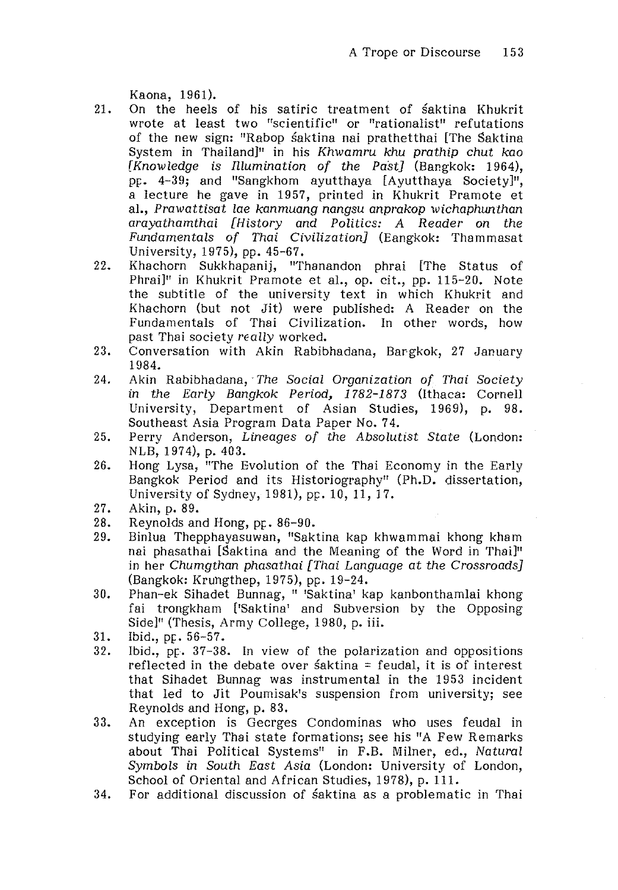Kaona, 1961).

21. On the heels of his satiric treatment of śaktina Khukrit wrote at least two "scientific" or "rationalist" refutations of the new sign: "Rabop śaktina nai prathetthai [The Śaktina System in Thailand]" in his *Khwamru khu prathip chut kao [Knowledge is Illumination of the Past]* (Bangkok: 1964), pp. 4-39; and "Sangkhom ayutthaya [Ayutthaya Society]", a lecture he gave in 1957, printed in Khukrit Pramote et al., *Prawattisat lae kanmuang nangsu anprakop wichaphunthan arayathamthai [History and Politics: A Reader on the Fundamentals of Thai Civilization]* (Bangkok: Thammasat University, 1975), pp. 45-67.
22. Khachorn Sukkhapanij, "Thanandon phrai [The Status of Phrai]" in Khukrit Pramote et al., op. cit., pp. 115-20. Note the subtitle of the university text in which Khukrit and Khachorn (but not Jit) were published: A Reader on the Fundamentals of Thai Civilization. In other words, how past Thai society *really* worked.
23. Conversation with Akin Rabibhadana, Bangkok, 27 January 1984.
24. Akin Rabibhadana, *The Social Organization of Thai Society in the Early Bangkok Period, 1782-1873* (Ithaca: Cornell University, Department of Asian Studies, 1969), p. 98. Southeast Asia Program Data Paper No. 74.
25. Perry Anderson, *Lineages of the Absolutist State* (London: NLB, 1974), p. 403.
26. Hong Lysa, "The Evolution of the Thai Economy in the Early Bangkok Period and its Historiography" (Ph.D. dissertation, University of Sydney, 1981), pp. 10, 11, 17.
27. Akin, p. 89.
28. Reynolds and Hong, pp. 86-90.
29. Binlua Thepphayasuwan, "Saktina kap khwammai khong kham nai phasathai [Śaktina and the Meaning of the Word in Thai]" in her *Chumgthan phasathai [Thai Language at the Crossroads]* (Bangkok: Krungthep, 1975), pp. 19-24.
30. Phan-ek Sihadet Bunnag, " 'Saktina' kap kanbonthamlai khong fai trongkham ['Saktina' and Subversion by the Opposing Side]" (Thesis, Army College, 1980, p. iii.
31. Ibid., pp. 56-57.
32. Ibid., pp. 37-38. In view of the polarization and oppositions reflected in the debate over śaktina = feudal, it is of interest that Sihadet Bunnag was instrumental in the 1953 incident that led to Jit Poumisak's suspension from university; see Reynolds and Hong, p. 83.
33. An exception is Georges Condominas who uses feudal in studying early Thai state formations; see his "A Few Remarks about Thai Political Systems" in F.B. Milner, ed., *Natural Symbols in South East Asia* (London: University of London, School of Oriental and African Studies, 1978), p. 111.
34. For additional discussion of śaktina as a problematic in Thai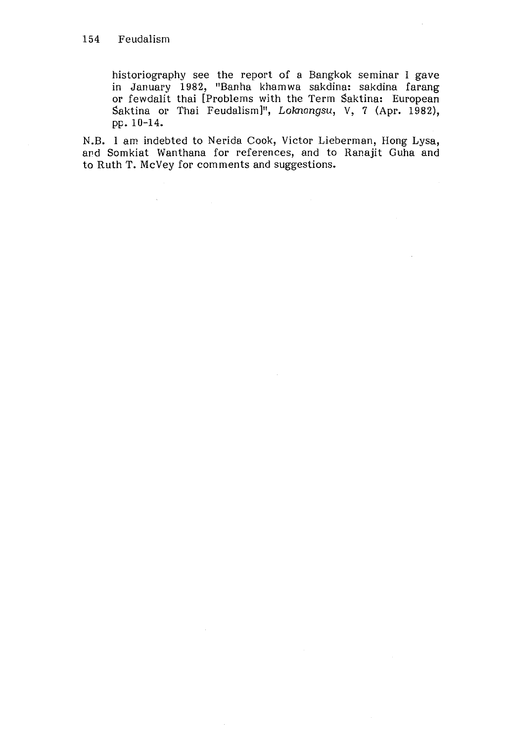historiography see the report of a Bangkok seminar I gave in January 1982, "Banha khamwa sakdina: sakdina farang or fewdalit thai [Problems with the Term Śaktina: European Śaktina or Thai Feudalism]", *Loknangsu*, V, 7 (Apr. 1982), pp. 10-14.

N.B. I am indebted to Nerida Cook, Victor Lieberman, Hong Lysa, and Somkiat Wanthana for references, and to Ranajit Guha and to Ruth T. McVey for comments and suggestions.